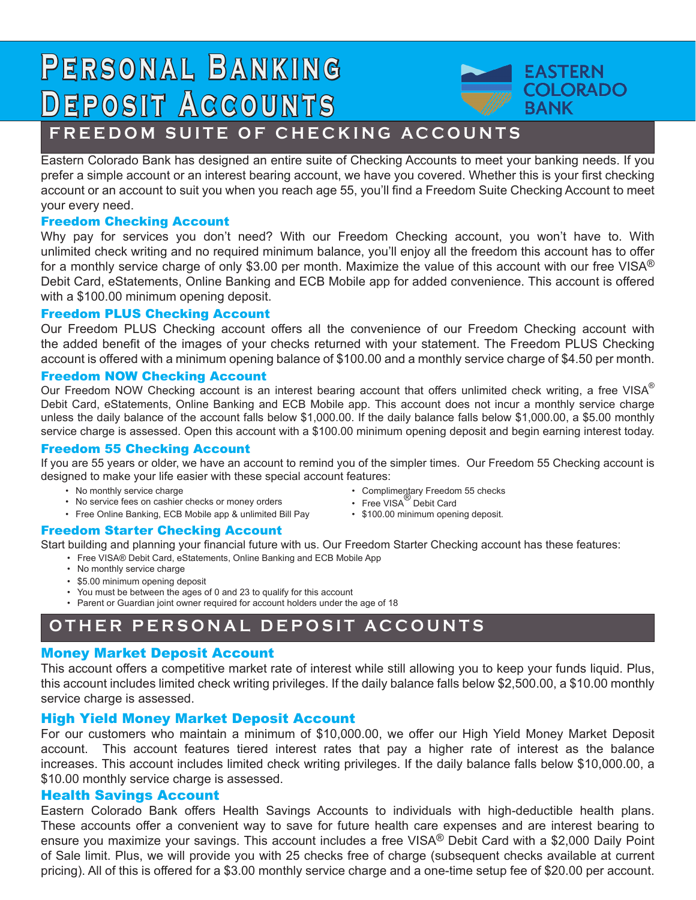# Personal Banking Deposit Accounts

EASTERN COLORADO BANK

## FREEDOM SUITE OF CHECKING ACCOUNTS

Eastern Colorado Bank has designed an entire suite of Checking Accounts to meet your banking needs. If you prefer a simple account or an interest bearing account, we have you covered. Whether this is your first checking account or an account to suit you when you reach age 55, you'll find a Freedom Suite Checking Account to meet your every need.

### Freedom Checking Account

Why pay for services you don't need? With our Freedom Checking account, you won't have to. With unlimited check writing and no required minimum balance, you'll enjoy all the freedom this account has to offer for a monthly service charge of only $3.00 per month. Maximize the value of this account with our free VISA® Debit Card, eStatements, Online Banking and ECB Mobile app for added convenience. This account is offered with a $100.00 minimum opening deposit.

### Freedom PLUS Checking Account

Our Freedom PLUS Checking account offers all the convenience of our Freedom Checking account with the added benefit of the images of your checks returned with your statement. The Freedom PLUS Checking account is offered with a minimum opening balance of $100.00 and a monthly service charge of $4.50 per month.

### Freedom NOW Checking Account

Our Freedom NOW Checking account is an interest bearing account that offers unlimited check writing, a free VISA® Debit Card, eStatements, Online Banking and ECB Mobile app. This account does not incur a monthly service charge unless the daily balance of the account falls below $1,000.00. If the daily balance falls below $1,000.00, a $5.00 monthly service charge is assessed. Open this account with a $100.00 minimum opening deposit and begin earning interest today.

### Freedom 55 Checking Account

If you are 55 years or older, we have an account to remind you of the simpler times. Our Freedom 55 Checking account is designed to make your life easier with these special account features:

- No monthly service charge
- No service fees on cashier checks or money orders
- Free Online Banking, ECB Mobile app & unlimited Bill Pay
- Complimentary Freedom 55 checks
- Free VISA® Debit Card
- $100.00 minimum opening deposit.

### Freedom Starter Checking Account

Start building and planning your financial future with us. Our Freedom Starter Checking account has these features:

- Free VISA® Debit Card, eStatements, Online Banking and ECB Mobile App
- No monthly service charge
- $5.00 minimum opening deposit
- You must be between the ages of 0 and 23 to qualify for this account
- Parent or Guardian joint owner required for account holders under the age of 18

## OTHER PERSONAL DEPOSIT ACCOUNTS

### Money Market Deposit Account

This account offers a competitive market rate of interest while still allowing you to keep your funds liquid. Plus, this account includes limited check writing privileges. If the daily balance falls below $2,500.00, a $10.00 monthly service charge is assessed.

### High Yield Money Market Deposit Account

For our customers who maintain a minimum of $10,000.00, we offer our High Yield Money Market Deposit account. This account features tiered interest rates that pay a higher rate of interest as the balance increases. This account includes limited check writing privileges. If the daily balance falls below $10,000.00, a $10.00 monthly service charge is assessed.

### Health Savings Account

Eastern Colorado Bank offers Health Savings Accounts to individuals with high-deductible health plans. These accounts offer a convenient way to save for future health care expenses and are interest bearing to ensure you maximize your savings. This account includes a free VISA® Debit Card with a $2,000 Daily Point of Sale limit. Plus, we will provide you with 25 checks free of charge (subsequent checks available at current pricing). All of this is offered for a $3.00 monthly service charge and a one-time setup fee of $20.00 per account.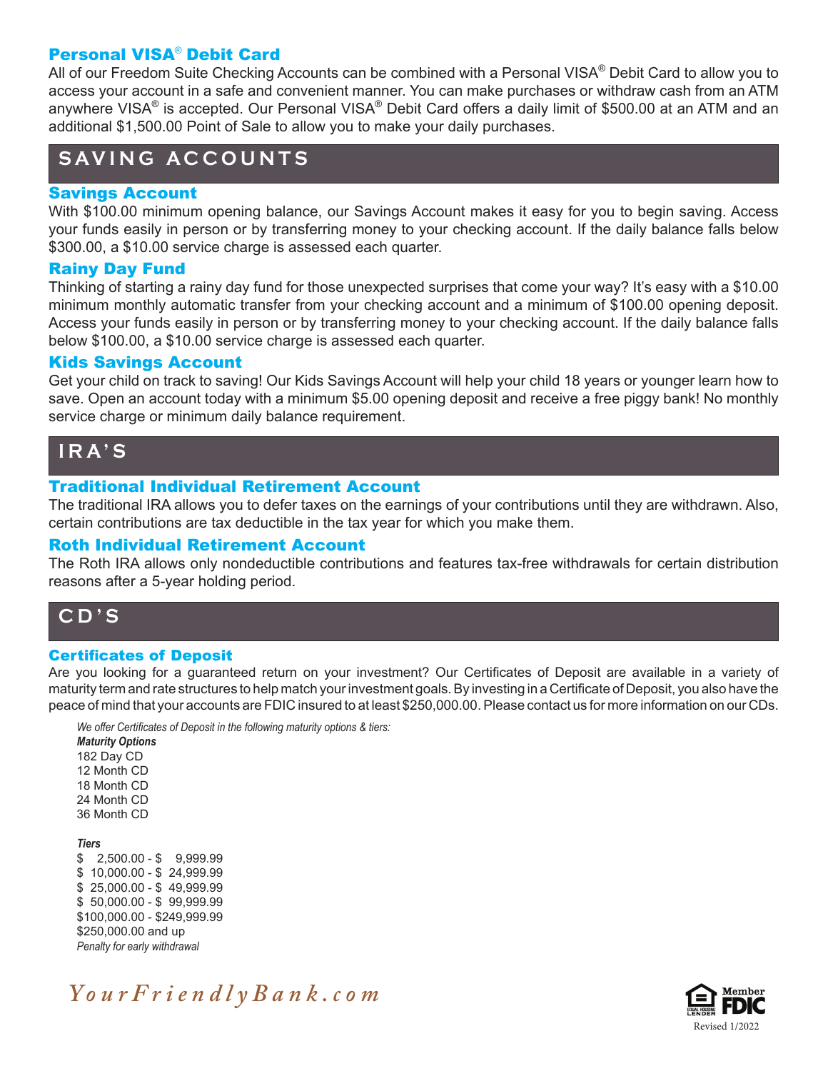### Personal VISA® Debit Card

All of our Freedom Suite Checking Accounts can be combined with a Personal VISA® Debit Card to allow you to access your account in a safe and convenient manner. You can make purchases or withdraw cash from an ATM anywhere VISA® is accepted. Our Personal VISA® Debit Card offers a daily limit of $500.00 at an ATM and an additional $1,500.00 Point of Sale to allow you to make your daily purchases.

## SAVING ACCOUNTS

### Savings Account

With $100.00 minimum opening balance, our Savings Account makes it easy for you to begin saving. Access your funds easily in person or by transferring money to your checking account. If the daily balance falls below $300.00, a $10.00 service charge is assessed each quarter.

### Rainy Day Fund

Thinking of starting a rainy day fund for those unexpected surprises that come your way? It's easy with a $10.00 minimum monthly automatic transfer from your checking account and a minimum of $100.00 opening deposit. Access your funds easily in person or by transferring money to your checking account. If the daily balance falls below $100.00, a $10.00 service charge is assessed each quarter.

### Kids Savings Account

Get your child on track to saving! Our Kids Savings Account will help your child 18 years or younger learn how to save. Open an account today with a minimum $5.00 opening deposit and receive a free piggy bank! No monthly service charge or minimum daily balance requirement.

## IRA'S

### Traditional Individual Retirement Account

The traditional IRA allows you to defer taxes on the earnings of your contributions until they are withdrawn. Also, certain contributions are tax deductible in the tax year for which you make them.

### Roth Individual Retirement Account

The Roth IRA allows only nondeductible contributions and features tax-free withdrawals for certain distribution reasons after a 5-year holding period.

## CD'S

### Certificates of Deposit

Are you looking for a guaranteed return on your investment? Our Certificates of Deposit are available in a variety of maturity term and rate structures to help match your investment goals. By investing in a Certificate of Deposit, you also have the peace of mind that your accounts are FDIC insured to at least $250,000.00. Please contact us for more information on our CDs.

*We offer Certificates of Deposit in the following maturity options & tiers:*

***Maturity Options***

182 Day CD
12 Month CD
18 Month CD
24 Month CD
36 Month CD

***Tiers***

$ 2,500.00 - $ 9,999.99
$ 10,000.00 - $ 24,999.99
$ 25,000.00 - $ 49,999.99
$ 50,000.00 - $ 99,999.99
$100,000.00 - $249,999.99
$250,000.00 and up
*Penalty for early withdrawal*

*YourFriendlyBank.com*

Equal Housing Lender | Member FDIC

Revised 1/2022